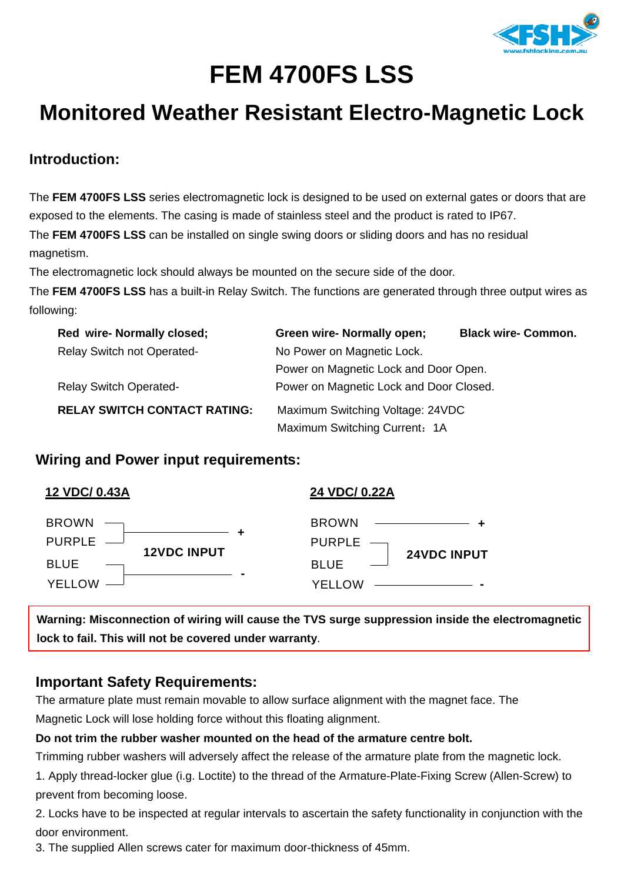# FEM 4700FS LSS

## Monitored Weather Resistant Electro-Magnetic Lock

### Introduction:

The **FEM 4700FS LSS** series electromagnetic lock is designed to be used on external gates or doors that are exposed to the elements. The casing is made of stainless steel and the product is rated to IP67.

The **FEM 4700FS LSS** can be installed on single swing doors or sliding doors and has no residual magnetism.

The electromagnetic lock should always be mounted on the secure side of the door.

The **FEM 4700FS LSS** has a built-in Relay Switch. The functions are generated through three output wires as following:

**Red wire- Normally closed;** **Green wire- Normally open;** **Black wire- Common.**

Relay Switch not Operated- No Power on Magnetic Lock.
Power on Magnetic Lock and Door Open.

Relay Switch Operated- Power on Magnetic Lock and Door Closed.

**RELAY SWITCH CONTACT RATING:** Maximum Switching Voltage: 24VDC
Maximum Switching Current：1A

### Wiring and Power input requirements:

**12 VDC/ 0.43A**

- BROWN and PURPLE joined → **+** (**12VDC INPUT**)
- BLUE and YELLOW joined → **-**

**24 VDC/ 0.22A**

- BROWN → **+** (**24VDC INPUT**)
- PURPLE and BLUE joined together
- YELLOW → **-**

**Warning: Misconnection of wiring will cause the TVS surge suppression inside the electromagnetic lock to fail. This will not be covered under warranty**.

### Important Safety Requirements:

The armature plate must remain movable to allow surface alignment with the magnet face. The Magnetic Lock will lose holding force without this floating alignment.

**Do not trim the rubber washer mounted on the head of the armature centre bolt.**

Trimming rubber washers will adversely affect the release of the armature plate from the magnetic lock.

1. Apply thread-locker glue (i.e. Loctite) to the thread of the Armature-Plate-Fixing Screw (Allen-Screw) to prevent from becoming loose.
2. Locks have to be inspected at regular intervals to ascertain the safety functionality in conjunction with the door environment.
3. The supplied Allen screws cater for maximum door-thickness of 45mm.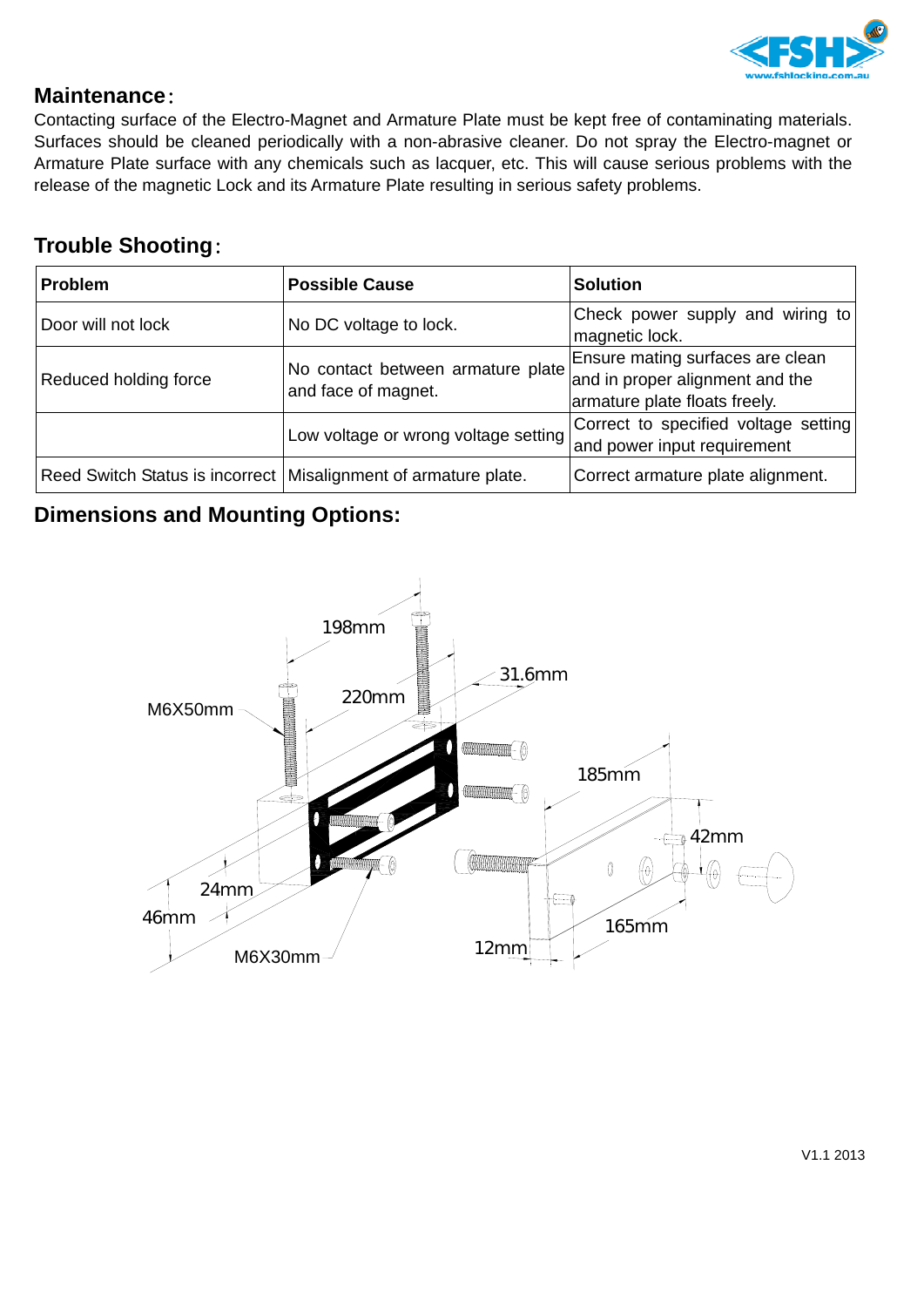## Maintenance：

Contacting surface of the Electro-Magnet and Armature Plate must be kept free of contaminating materials. Surfaces should be cleaned periodically with a non-abrasive cleaner. Do not spray the Electro-magnet or Armature Plate surface with any chemicals such as lacquer, etc. This will cause serious problems with the release of the magnetic Lock and its Armature Plate resulting in serious safety problems.

## Trouble Shooting：

| Problem | Possible Cause | Solution |
|---|---|---|
| Door will not lock | No DC voltage to lock. | Check power supply and wiring to magnetic lock. |
| Reduced holding force | No contact between armature plate and face of magnet. | Ensure mating surfaces are clean and in proper alignment and the armature plate floats freely. |
| | Low voltage or wrong voltage setting | Correct to specified voltage setting and power input requirement |
| Reed Switch Status is incorrect | Misalignment of armature plate. | Correct armature plate alignment. |

## Dimensions and Mounting Options:

198mm
31.6mm
220mm
M6X50mm
185mm
42mm
24mm
46mm
165mm
12mm
M6X30mm

V1.1 2013